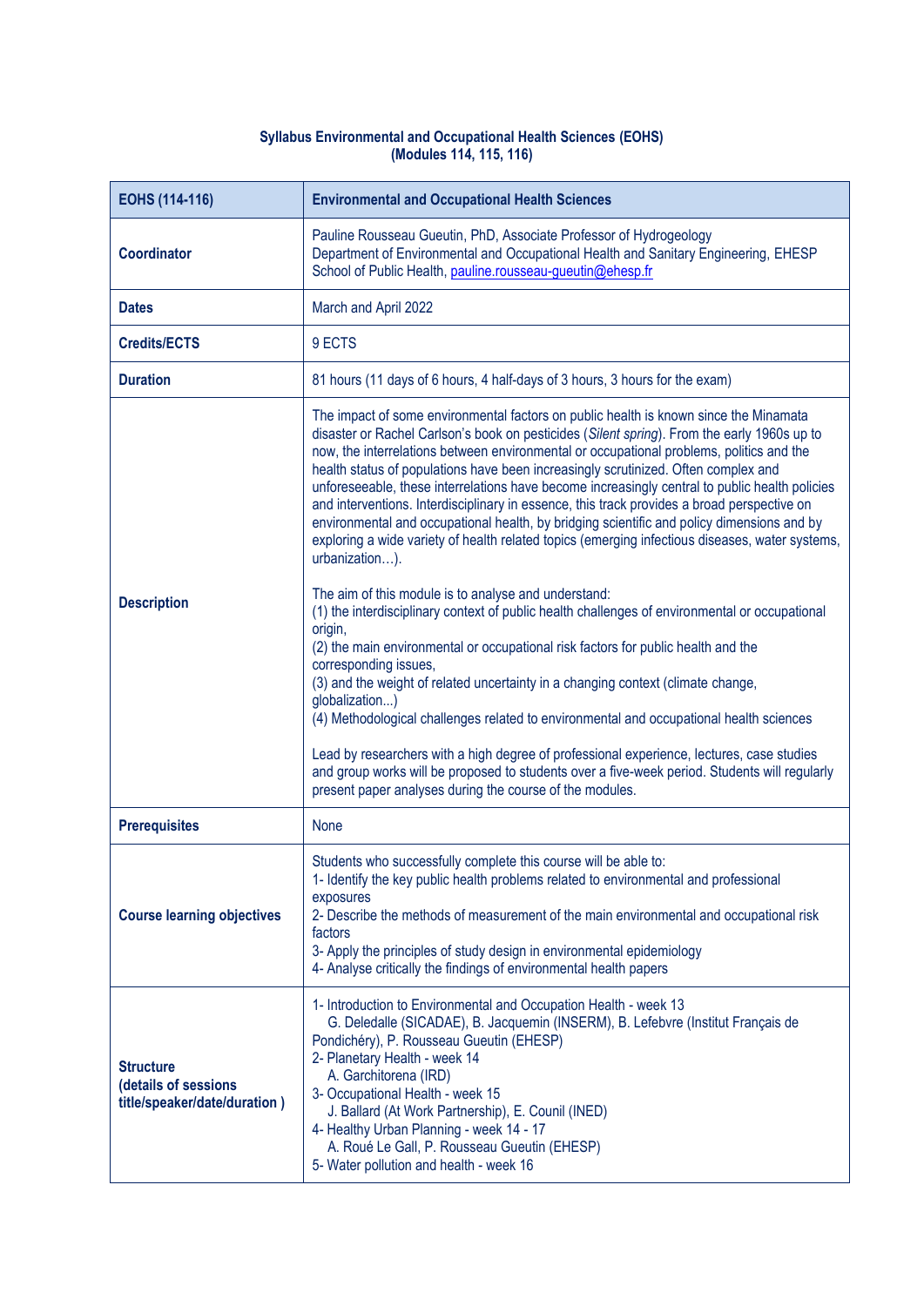# Syllabus Environmental and Occupational Health Sciences (EOHS)
## (Modules 114, 115, 116)

| EOHS (114-116) | Environmental and Occupational Health Sciences |
|---|---|
| **Coordinator** | Pauline Rousseau Gueutin, PhD, Associate Professor of Hydrogeology<br>Department of Environmental and Occupational Health and Sanitary Engineering, EHESP School of Public Health, pauline.rousseau-gueutin@ehesp.fr |
| **Dates** | March and April 2022 |
| **Credits/ECTS** | 9 ECTS |
| **Duration** | 81 hours (11 days of 6 hours, 4 half-days of 3 hours, 3 hours for the exam) |
| **Description** | The impact of some environmental factors on public health is known since the Minamata disaster or Rachel Carlson's book on pesticides (*Silent spring*). From the early 1960s up to now, the interrelations between environmental or occupational problems, politics and the health status of populations have been increasingly scrutinized. Often complex and unforeseeable, these interrelations have become increasingly central to public health policies and interventions. Interdisciplinary in essence, this track provides a broad perspective on environmental and occupational health, by bridging scientific and policy dimensions and by exploring a wide variety of health related topics (emerging infectious diseases, water systems, urbanization…).<br><br>The aim of this module is to analyse and understand:<br>(1) the interdisciplinary context of public health challenges of environmental or occupational origin,<br>(2) the main environmental or occupational risk factors for public health and the corresponding issues,<br>(3) and the weight of related uncertainty in a changing context (climate change, globalization...)<br>(4) Methodological challenges related to environmental and occupational health sciences<br><br>Lead by researchers with a high degree of professional experience, lectures, case studies and group works will be proposed to students over a five-week period. Students will regularly present paper analyses during the course of the modules. |
| **Prerequisites** | None |
| **Course learning objectives** | Students who successfully complete this course will be able to:<br>1- Identify the key public health problems related to environmental and professional exposures<br>2- Describe the methods of measurement of the main environmental and occupational risk factors<br>3- Apply the principles of study design in environmental epidemiology<br>4- Analyse critically the findings of environmental health papers |
| **Structure (details of sessions title/speaker/date/duration )** | 1- Introduction to Environmental and Occupation Health - week 13<br>G. Deledalle (SICADAE), B. Jacquemin (INSERM), B. Lefebvre (Institut Français de Pondichéry), P. Rousseau Gueutin (EHESP)<br>2- Planetary Health - week 14<br>A. Garchitorena (IRD)<br>3- Occupational Health - week 15<br>J. Ballard (At Work Partnership), E. Counil (INED)<br>4- Healthy Urban Planning - week 14 - 17<br>A. Roué Le Gall, P. Rousseau Gueutin (EHESP)<br>5- Water pollution and health - week 16 |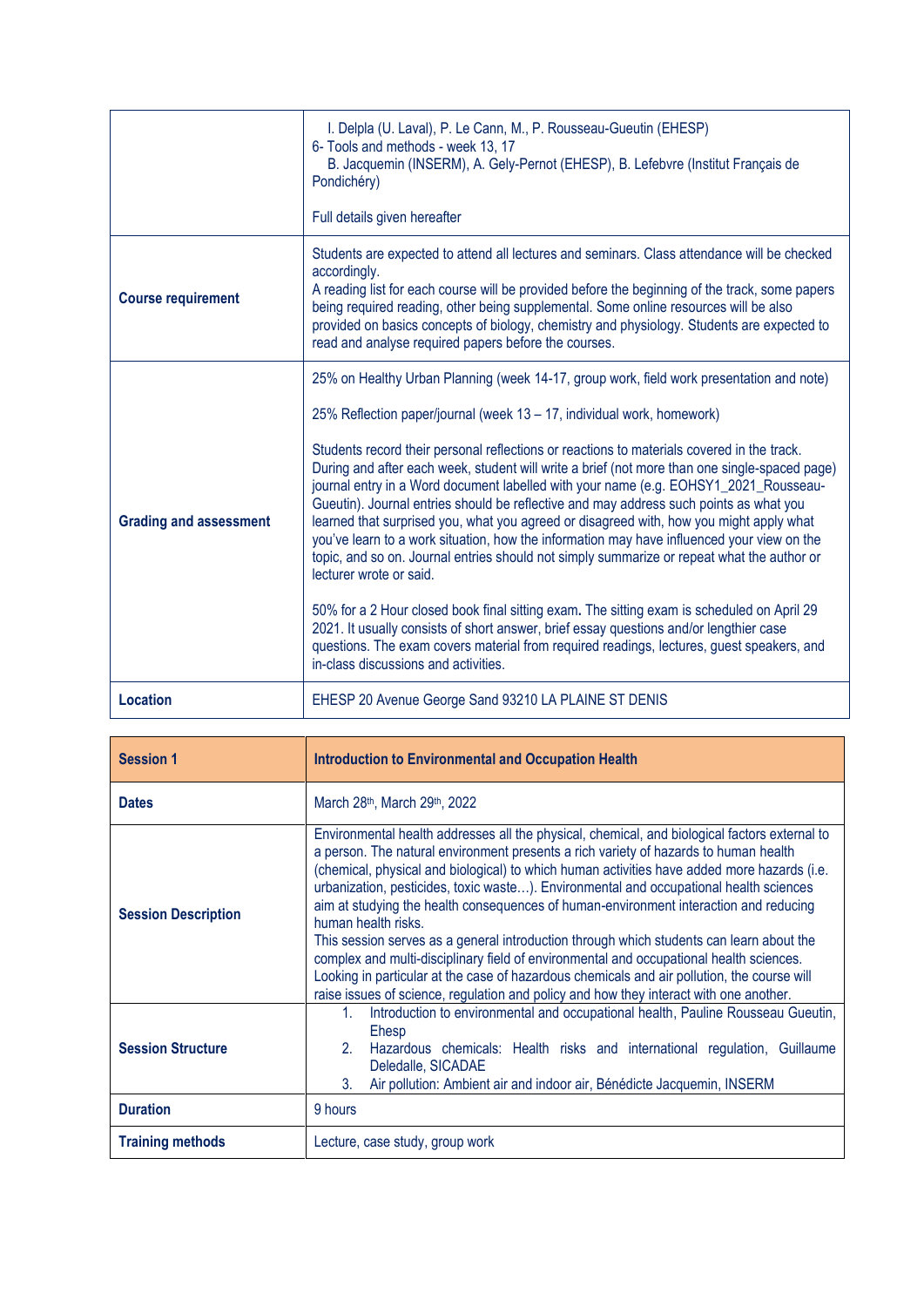| | |
|---|---|
| | I. Delpla (U. Laval), P. Le Cann, M., P. Rousseau-Gueutin (EHESP)<br>6- Tools and methods - week 13, 17<br>B. Jacquemin (INSERM), A. Gely-Pernot (EHESP), B. Lefebvre (Institut Français de Pondichéry)<br><br>Full details given hereafter |
| **Course requirement** | Students are expected to attend all lectures and seminars. Class attendance will be checked accordingly.<br>A reading list for each course will be provided before the beginning of the track, some papers being required reading, other being supplemental. Some online resources will be also provided on basics concepts of biology, chemistry and physiology. Students are expected to read and analyse required papers before the courses. |
| **Grading and assessment** | 25% on Healthy Urban Planning (week 14-17, group work, field work presentation and note)<br><br>25% Reflection paper/journal (week 13 – 17, individual work, homework)<br><br>Students record their personal reflections or reactions to materials covered in the track. During and after each week, student will write a brief (not more than one single-spaced page) journal entry in a Word document labelled with your name (e.g. EOHSY1_2021_Rousseau-Gueutin). Journal entries should be reflective and may address such points as what you learned that surprised you, what you agreed or disagreed with, how you might apply what you've learn to a work situation, how the information may have influenced your view on the topic, and so on. Journal entries should not simply summarize or repeat what the author or lecturer wrote or said.<br><br>50% for a 2 Hour closed book final sitting exam**.** The sitting exam is scheduled on April 29 2021. It usually consists of short answer, brief essay questions and/or lengthier case questions. The exam covers material from required readings, lectures, guest speakers, and in-class discussions and activities. |
| **Location** | EHESP 20 Avenue George Sand 93210 LA PLAINE ST DENIS |

| **Session 1** | **Introduction to Environmental and Occupation Health** |
|---|---|
| **Dates** | March 28th, March 29th, 2022 |
| **Session Description** | Environmental health addresses all the physical, chemical, and biological factors external to a person. The natural environment presents a rich variety of hazards to human health (chemical, physical and biological) to which human activities have added more hazards (i.e. urbanization, pesticides, toxic waste…). Environmental and occupational health sciences aim at studying the health consequences of human-environment interaction and reducing human health risks.<br>This session serves as a general introduction through which students can learn about the complex and multi-disciplinary field of environmental and occupational health sciences. Looking in particular at the case of hazardous chemicals and air pollution, the course will raise issues of science, regulation and policy and how they interact with one another. |
| **Session Structure** | 1. Introduction to environmental and occupational health, Pauline Rousseau Gueutin, Ehesp<br>2. Hazardous chemicals: Health risks and international regulation, Guillaume Deledalle, SICADAE<br>3. Air pollution: Ambient air and indoor air, Bénédicte Jacquemin, INSERM |
| **Duration** | 9 hours |
| **Training methods** | Lecture, case study, group work |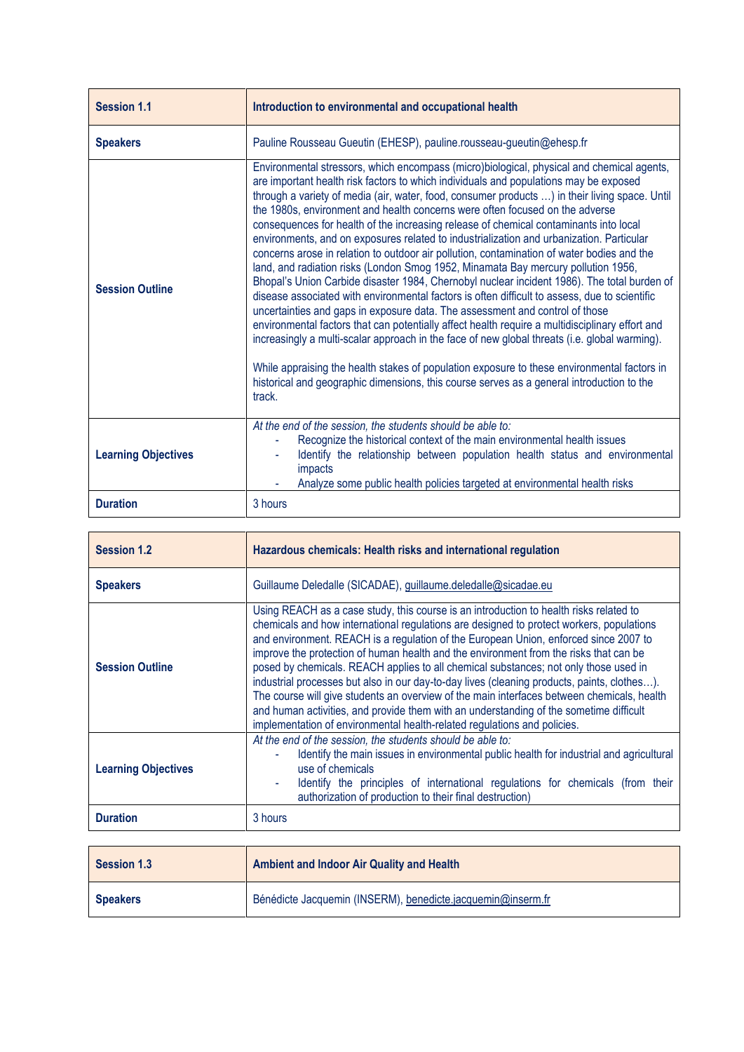| **Session 1.1** | **Introduction to environmental and occupational health** |
|---|---|
| **Speakers** | Pauline Rousseau Gueutin (EHESP), pauline.rousseau-gueutin@ehesp.fr |
| **Session Outline** | Environmental stressors, which encompass (micro)biological, physical and chemical agents, are important health risk factors to which individuals and populations may be exposed through a variety of media (air, water, food, consumer products …) in their living space. Until the 1980s, environment and health concerns were often focused on the adverse consequences for health of the increasing release of chemical contaminants into local environments, and on exposures related to industrialization and urbanization. Particular concerns arose in relation to outdoor air pollution, contamination of water bodies and the land, and radiation risks (London Smog 1952, Minamata Bay mercury pollution 1956, Bhopal's Union Carbide disaster 1984, Chernobyl nuclear incident 1986). The total burden of disease associated with environmental factors is often difficult to assess, due to scientific uncertainties and gaps in exposure data. The assessment and control of those environmental factors that can potentially affect health require a multidisciplinary effort and increasingly a multi-scalar approach in the face of new global threats (i.e. global warming).<br><br>While appraising the health stakes of population exposure to these environmental factors in historical and geographic dimensions, this course serves as a general introduction to the track. |
| **Learning Objectives** | *At the end of the session, the students should be able to:*<br>- Recognize the historical context of the main environmental health issues<br>- Identify the relationship between population health status and environmental impacts<br>- Analyze some public health policies targeted at environmental health risks |
| **Duration** | 3 hours |

| **Session 1.2** | **Hazardous chemicals: Health risks and international regulation** |
|---|---|
| **Speakers** | Guillaume Deledalle (SICADAE), guillaume.deledalle@sicadae.eu |
| **Session Outline** | Using REACH as a case study, this course is an introduction to health risks related to chemicals and how international regulations are designed to protect workers, populations and environment. REACH is a regulation of the European Union, enforced since 2007 to improve the protection of human health and the environment from the risks that can be posed by chemicals. REACH applies to all chemical substances; not only those used in industrial processes but also in our day-to-day lives (cleaning products, paints, clothes…). The course will give students an overview of the main interfaces between chemicals, health and human activities, and provide them with an understanding of the sometime difficult implementation of environmental health-related regulations and policies. |
| **Learning Objectives** | *At the end of the session, the students should be able to:*<br>- Identify the main issues in environmental public health for industrial and agricultural use of chemicals<br>- Identify the principles of international regulations for chemicals (from their authorization of production to their final destruction) |
| **Duration** | 3 hours |

| **Session 1.3** | **Ambient and Indoor Air Quality and Health** |
|---|---|
| **Speakers** | Bénédicte Jacquemin (INSERM), benedicte.jacquemin@inserm.fr |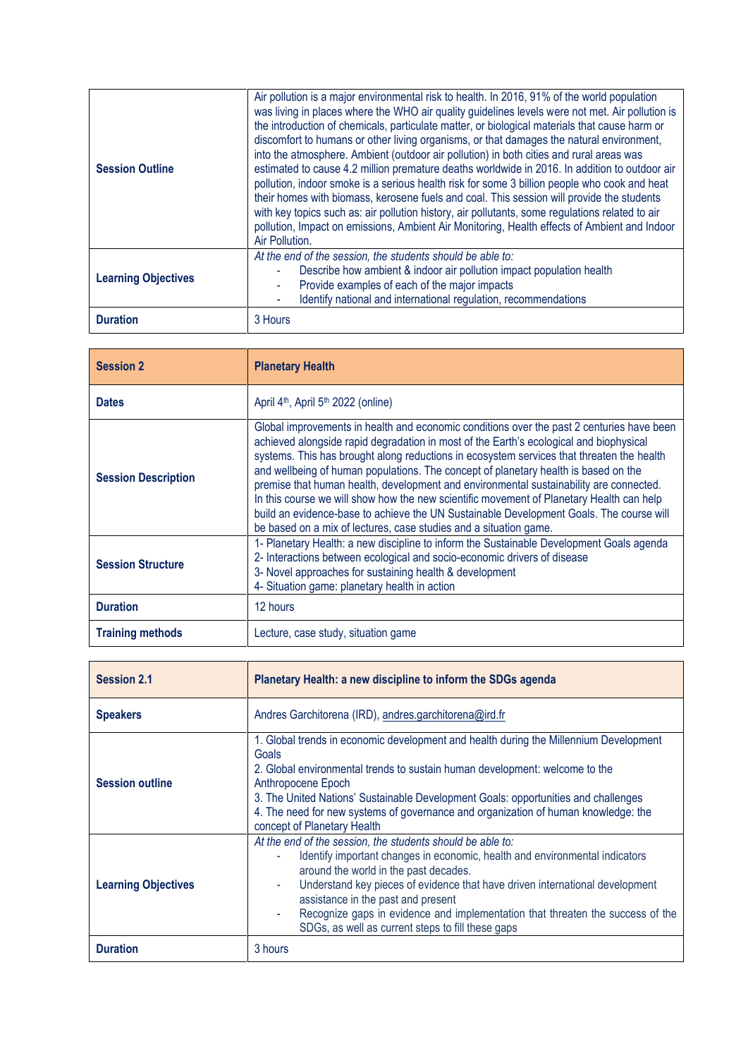| | |
|---|---|
| **Session Outline** | Air pollution is a major environmental risk to health. In 2016, 91% of the world population was living in places where the WHO air quality guidelines levels were not met. Air pollution is the introduction of chemicals, particulate matter, or biological materials that cause harm or discomfort to humans or other living organisms, or that damages the natural environment, into the atmosphere. Ambient (outdoor air pollution) in both cities and rural areas was estimated to cause 4.2 million premature deaths worldwide in 2016. In addition to outdoor air pollution, indoor smoke is a serious health risk for some 3 billion people who cook and heat their homes with biomass, kerosene fuels and coal. This session will provide the students with key topics such as: air pollution history, air pollutants, some regulations related to air pollution, Impact on emissions, Ambient Air Monitoring, Health effects of Ambient and Indoor Air Pollution. |
| **Learning Objectives** | *At the end of the session, the students should be able to:*<br>- Describe how ambient & indoor air pollution impact population health<br>- Provide examples of each of the major impacts<br>- Identify national and international regulation, recommendations |
| **Duration** | 3 Hours |

| **Session 2** | **Planetary Health** |
|---|---|
| **Dates** | April 4th, April 5th 2022 (online) |
| **Session Description** | Global improvements in health and economic conditions over the past 2 centuries have been achieved alongside rapid degradation in most of the Earth's ecological and biophysical systems. This has brought along reductions in ecosystem services that threaten the health and wellbeing of human populations. The concept of planetary health is based on the premise that human health, development and environmental sustainability are connected. In this course we will show how the new scientific movement of Planetary Health can help build an evidence-base to achieve the UN Sustainable Development Goals. The course will be based on a mix of lectures, case studies and a situation game. |
| **Session Structure** | 1- Planetary Health: a new discipline to inform the Sustainable Development Goals agenda<br>2- Interactions between ecological and socio-economic drivers of disease<br>3- Novel approaches for sustaining health & development<br>4- Situation game: planetary health in action |
| **Duration** | 12 hours |
| **Training methods** | Lecture, case study, situation game |

| **Session 2.1** | **Planetary Health: a new discipline to inform the SDGs agenda** |
|---|---|
| **Speakers** | Andres Garchitorena (IRD), andres.garchitorena@ird.fr |
| **Session outline** | 1. Global trends in economic development and health during the Millennium Development Goals<br>2. Global environmental trends to sustain human development: welcome to the Anthropocene Epoch<br>3. The United Nations' Sustainable Development Goals: opportunities and challenges<br>4. The need for new systems of governance and organization of human knowledge: the concept of Planetary Health |
| **Learning Objectives** | *At the end of the session, the students should be able to:*<br>- Identify important changes in economic, health and environmental indicators around the world in the past decades.<br>- Understand key pieces of evidence that have driven international development assistance in the past and present<br>- Recognize gaps in evidence and implementation that threaten the success of the SDGs, as well as current steps to fill these gaps |
| **Duration** | 3 hours |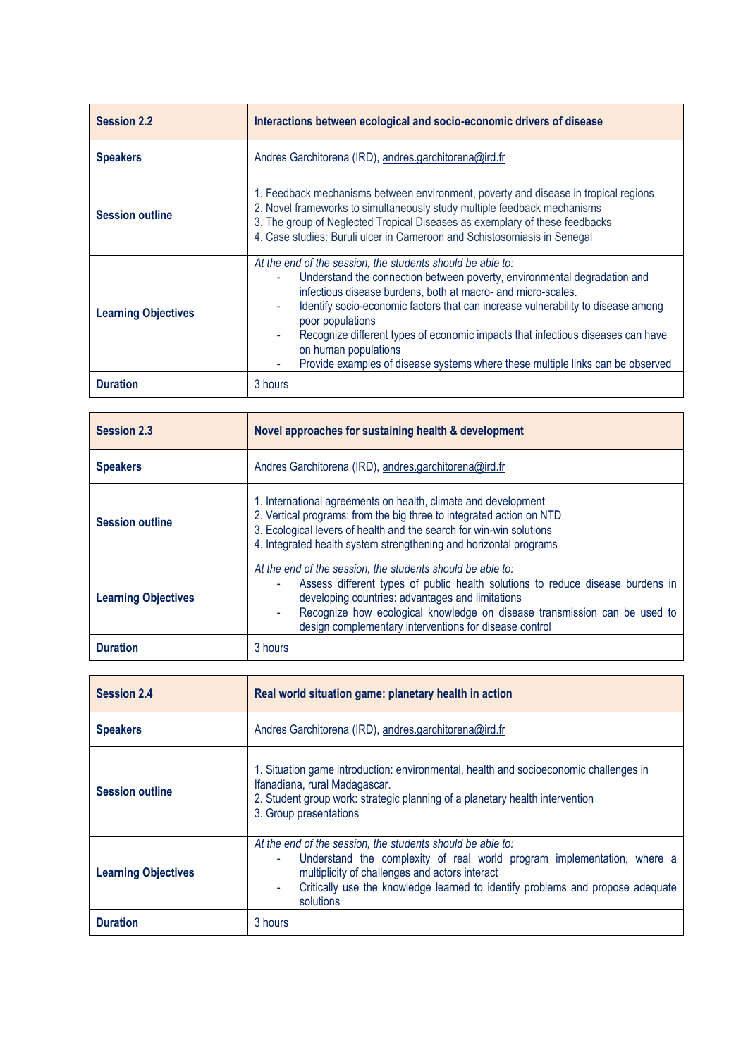| Session 2.2 | Interactions between ecological and socio-economic drivers of disease |
|---|---|
| **Speakers** | Andres Garchitorena (IRD), andres.garchitorena@ird.fr |
| **Session outline** | 1. Feedback mechanisms between environment, poverty and disease in tropical regions<br>2. Novel frameworks to simultaneously study multiple feedback mechanisms<br>3. The group of Neglected Tropical Diseases as exemplary of these feedbacks<br>4. Case studies: Buruli ulcer in Cameroon and Schistosomiasis in Senegal |
| **Learning Objectives** | *At the end of the session, the students should be able to:*<br>- Understand the connection between poverty, environmental degradation and infectious disease burdens, both at macro- and micro-scales.<br>- Identify socio-economic factors that can increase vulnerability to disease among poor populations<br>- Recognize different types of economic impacts that infectious diseases can have on human populations<br>- Provide examples of disease systems where these multiple links can be observed |
| **Duration** | 3 hours |

| Session 2.3 | Novel approaches for sustaining health & development |
|---|---|
| **Speakers** | Andres Garchitorena (IRD), andres.garchitorena@ird.fr |
| **Session outline** | 1. International agreements on health, climate and development<br>2. Vertical programs: from the big three to integrated action on NTD<br>3. Ecological levers of health and the search for win-win solutions<br>4. Integrated health system strengthening and horizontal programs |
| **Learning Objectives** | *At the end of the session, the students should be able to:*<br>- Assess different types of public health solutions to reduce disease burdens in developing countries: advantages and limitations<br>- Recognize how ecological knowledge on disease transmission can be used to design complementary interventions for disease control |
| **Duration** | 3 hours |

| Session 2.4 | Real world situation game: planetary health in action |
|---|---|
| **Speakers** | Andres Garchitorena (IRD), andres.garchitorena@ird.fr |
| **Session outline** | 1. Situation game introduction: environmental, health and socioeconomic challenges in Ifanadiana, rural Madagascar.<br>2. Student group work: strategic planning of a planetary health intervention<br>3. Group presentations |
| **Learning Objectives** | *At the end of the session, the students should be able to:*<br>- Understand the complexity of real world program implementation, where a multiplicity of challenges and actors interact<br>- Critically use the knowledge learned to identify problems and propose adequate solutions |
| **Duration** | 3 hours |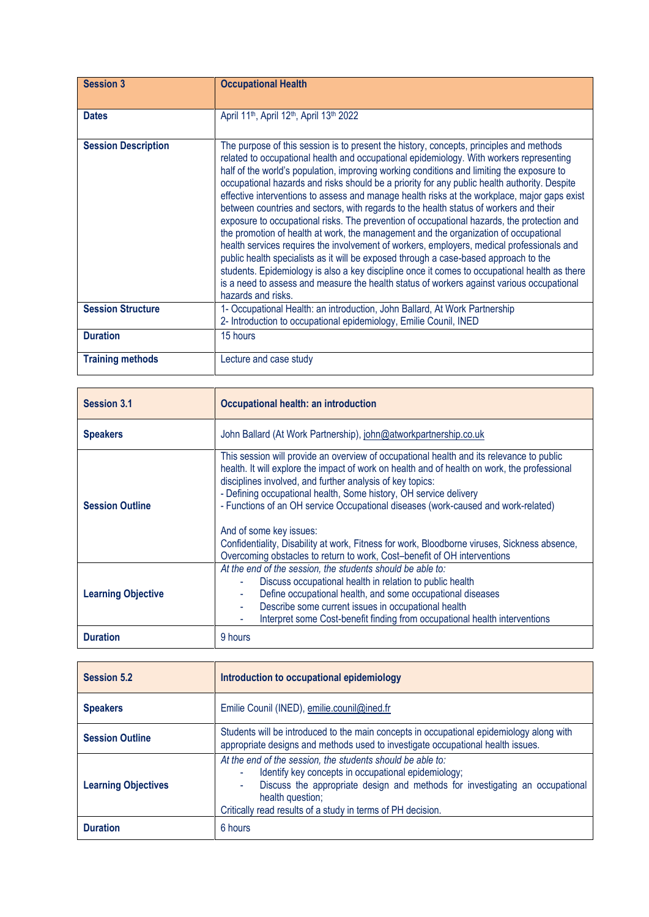| Session 3 | Occupational Health |
|---|---|
| Dates | April 11th, April 12th, April 13th 2022 |
| Session Description | The purpose of this session is to present the history, concepts, principles and methods related to occupational health and occupational epidemiology. With workers representing half of the world's population, improving working conditions and limiting the exposure to occupational hazards and risks should be a priority for any public health authority. Despite effective interventions to assess and manage health risks at the workplace, major gaps exist between countries and sectors, with regards to the health status of workers and their exposure to occupational risks. The prevention of occupational hazards, the protection and the promotion of health at work, the management and the organization of occupational health services requires the involvement of workers, employers, medical professionals and public health specialists as it will be exposed through a case-based approach to the students. Epidemiology is also a key discipline once it comes to occupational health as there is a need to assess and measure the health status of workers against various occupational hazards and risks. |
| Session Structure | 1- Occupational Health: an introduction, John Ballard, At Work Partnership<br>2- Introduction to occupational epidemiology, Emilie Counil, INED |
| Duration | 15 hours |
| Training methods | Lecture and case study |

| Session 3.1 | Occupational health: an introduction |
|---|---|
| Speakers | John Ballard (At Work Partnership), john@atworkpartnership.co.uk |
| Session Outline | This session will provide an overview of occupational health and its relevance to public health. It will explore the impact of work on health and of health on work, the professional disciplines involved, and further analysis of key topics:<br>- Defining occupational health, Some history, OH service delivery<br>- Functions of an OH service Occupational diseases (work-caused and work-related)<br><br>And of some key issues:<br>Confidentiality, Disability at work, Fitness for work, Bloodborne viruses, Sickness absence, Overcoming obstacles to return to work, Cost–benefit of OH interventions |
| Learning Objective | *At the end of the session, the students should be able to:*<br>- Discuss occupational health in relation to public health<br>- Define occupational health, and some occupational diseases<br>- Describe some current issues in occupational health<br>- Interpret some Cost-benefit finding from occupational health interventions |
| Duration | 9 hours |

| Session 5.2 | Introduction to occupational epidemiology |
|---|---|
| Speakers | Emilie Counil (INED), emilie.counil@ined.fr |
| Session Outline | Students will be introduced to the main concepts in occupational epidemiology along with appropriate designs and methods used to investigate occupational health issues. |
| Learning Objectives | *At the end of the session, the students should be able to:*<br>- Identify key concepts in occupational epidemiology;<br>- Discuss the appropriate design and methods for investigating an occupational health question;<br>Critically read results of a study in terms of PH decision. |
| Duration | 6 hours |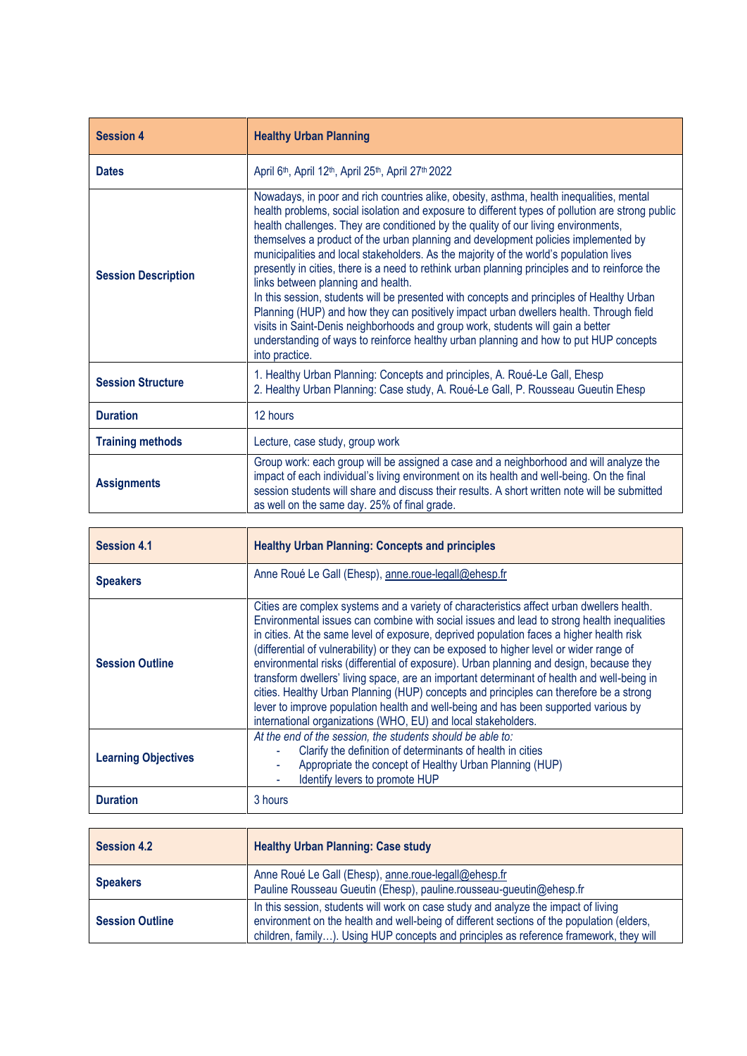| **Session 4** | **Healthy Urban Planning** |
|---|---|
| **Dates** | April 6th, April 12th, April 25th, April 27th 2022 |
| **Session Description** | Nowadays, in poor and rich countries alike, obesity, asthma, health inequalities, mental health problems, social isolation and exposure to different types of pollution are strong public health challenges. They are conditioned by the quality of our living environments, themselves a product of the urban planning and development policies implemented by municipalities and local stakeholders. As the majority of the world's population lives presently in cities, there is a need to rethink urban planning principles and to reinforce the links between planning and health.<br>In this session, students will be presented with concepts and principles of Healthy Urban Planning (HUP) and how they can positively impact urban dwellers health. Through field visits in Saint-Denis neighborhoods and group work, students will gain a better understanding of ways to reinforce healthy urban planning and how to put HUP concepts into practice. |
| **Session Structure** | 1. Healthy Urban Planning: Concepts and principles, A. Roué-Le Gall, Ehesp<br>2. Healthy Urban Planning: Case study, A. Roué-Le Gall, P. Rousseau Gueutin Ehesp |
| **Duration** | 12 hours |
| **Training methods** | Lecture, case study, group work |
| **Assignments** | Group work: each group will be assigned a case and a neighborhood and will analyze the impact of each individual's living environment on its health and well-being. On the final session students will share and discuss their results. A short written note will be submitted as well on the same day. 25% of final grade. |

| **Session 4.1** | **Healthy Urban Planning: Concepts and principles** |
|---|---|
| **Speakers** | Anne Roué Le Gall (Ehesp), anne.roue-legall@ehesp.fr |
| **Session Outline** | Cities are complex systems and a variety of characteristics affect urban dwellers health. Environmental issues can combine with social issues and lead to strong health inequalities in cities. At the same level of exposure, deprived population faces a higher health risk (differential of vulnerability) or they can be exposed to higher level or wider range of environmental risks (differential of exposure). Urban planning and design, because they transform dwellers' living space, are an important determinant of health and well-being in cities. Healthy Urban Planning (HUP) concepts and principles can therefore be a strong lever to improve population health and well-being and has been supported various by international organizations (WHO, EU) and local stakeholders. |
| **Learning Objectives** | *At the end of the session, the students should be able to:*<br>- Clarify the definition of determinants of health in cities<br>- Appropriate the concept of Healthy Urban Planning (HUP)<br>- Identify levers to promote HUP |
| **Duration** | 3 hours |

| **Session 4.2** | **Healthy Urban Planning: Case study** |
|---|---|
| **Speakers** | Anne Roué Le Gall (Ehesp), anne.roue-legall@ehesp.fr<br>Pauline Rousseau Gueutin (Ehesp), pauline.rousseau-gueutin@ehesp.fr |
| **Session Outline** | In this session, students will work on case study and analyze the impact of living environment on the health and well-being of different sections of the population (elders, children, family…). Using HUP concepts and principles as reference framework, they will |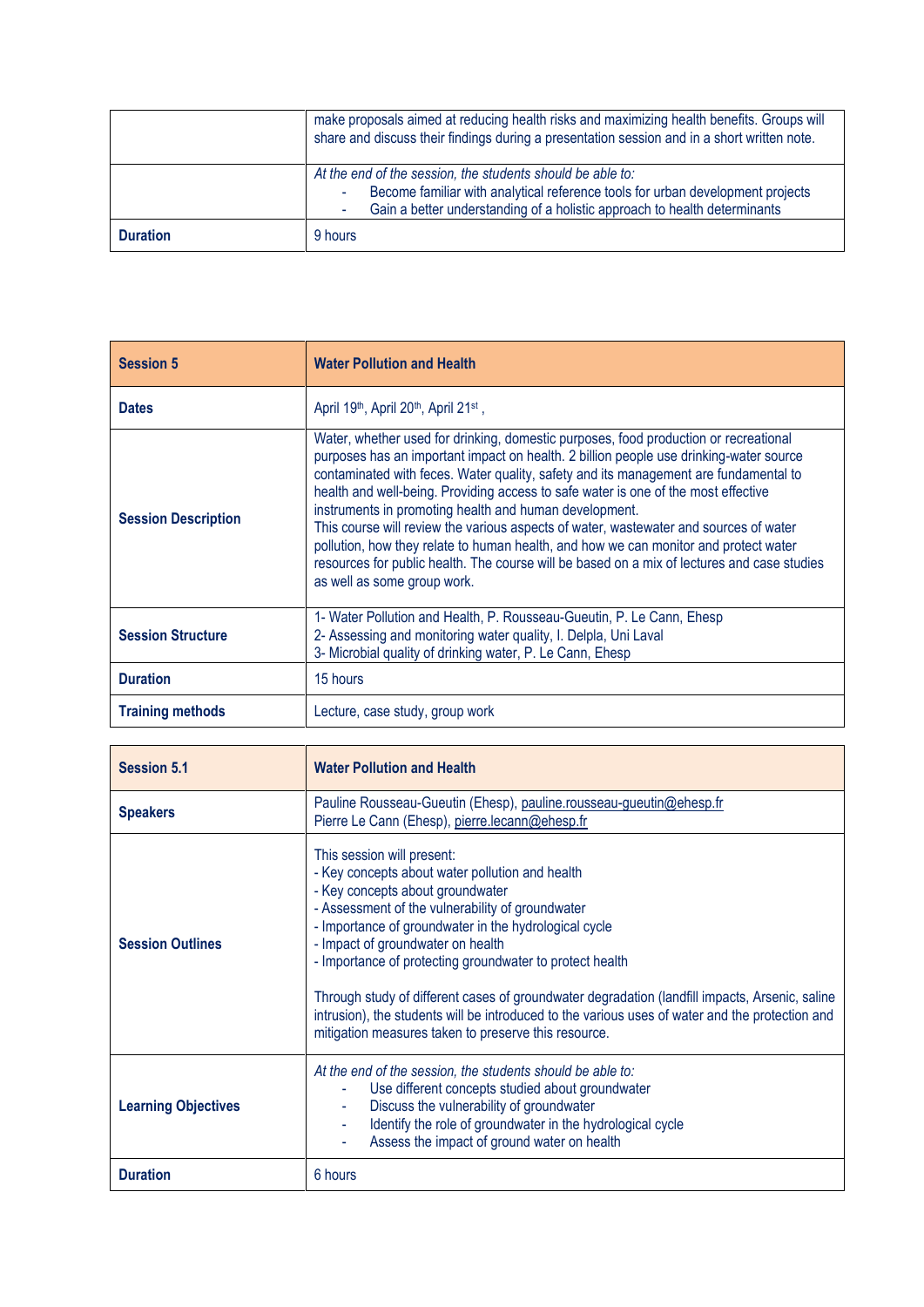| | |
|---|---|
| | make proposals aimed at reducing health risks and maximizing health benefits. Groups will share and discuss their findings during a presentation session and in a short written note. |
| | *At the end of the session, the students should be able to:*<br>- Become familiar with analytical reference tools for urban development projects<br>- Gain a better understanding of a holistic approach to health determinants |
| **Duration** | 9 hours |

| **Session 5** | **Water Pollution and Health** |
|---|---|
| **Dates** | April 19th, April 20th, April 21st , |
| **Session Description** | Water, whether used for drinking, domestic purposes, food production or recreational purposes has an important impact on health. 2 billion people use drinking-water source contaminated with feces. Water quality, safety and its management are fundamental to health and well-being. Providing access to safe water is one of the most effective instruments in promoting health and human development.<br>This course will review the various aspects of water, wastewater and sources of water pollution, how they relate to human health, and how we can monitor and protect water resources for public health. The course will be based on a mix of lectures and case studies as well as some group work. |
| **Session Structure** | 1- Water Pollution and Health, P. Rousseau-Gueutin, P. Le Cann, Ehesp<br>2- Assessing and monitoring water quality, I. Delpla, Uni Laval<br>3- Microbial quality of drinking water, P. Le Cann, Ehesp |
| **Duration** | 15 hours |
| **Training methods** | Lecture, case study, group work |

| **Session 5.1** | **Water Pollution and Health** |
|---|---|
| **Speakers** | Pauline Rousseau-Gueutin (Ehesp), pauline.rousseau-gueutin@ehesp.fr<br>Pierre Le Cann (Ehesp), pierre.lecann@ehesp.fr |
| **Session Outlines** | This session will present:<br>- Key concepts about water pollution and health<br>- Key concepts about groundwater<br>- Assessment of the vulnerability of groundwater<br>- Importance of groundwater in the hydrological cycle<br>- Impact of groundwater on health<br>- Importance of protecting groundwater to protect health<br><br>Through study of different cases of groundwater degradation (landfill impacts, Arsenic, saline intrusion), the students will be introduced to the various uses of water and the protection and mitigation measures taken to preserve this resource. |
| **Learning Objectives** | *At the end of the session, the students should be able to:*<br>- Use different concepts studied about groundwater<br>- Discuss the vulnerability of groundwater<br>- Identify the role of groundwater in the hydrological cycle<br>- Assess the impact of ground water on health |
| **Duration** | 6 hours |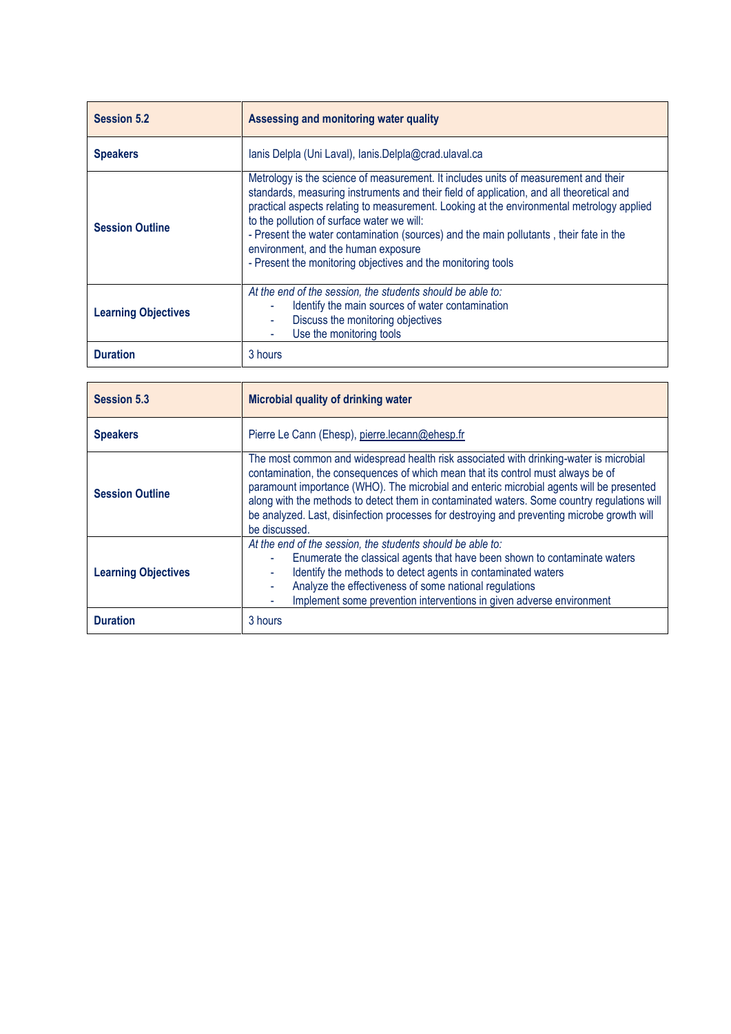| Session 5.2 | Assessing and monitoring water quality |
|---|---|
| **Speakers** | Ianis Delpla (Uni Laval), Ianis.Delpla@crad.ulaval.ca |
| **Session Outline** | Metrology is the science of measurement. It includes units of measurement and their standards, measuring instruments and their field of application, and all theoretical and practical aspects relating to measurement. Looking at the environmental metrology applied to the pollution of surface water we will:<br>- Present the water contamination (sources) and the main pollutants , their fate in the environment, and the human exposure<br>- Present the monitoring objectives and the monitoring tools |
| **Learning Objectives** | *At the end of the session, the students should be able to:*<br>- Identify the main sources of water contamination<br>- Discuss the monitoring objectives<br>- Use the monitoring tools |
| **Duration** | 3 hours |

| Session 5.3 | Microbial quality of drinking water |
|---|---|
| **Speakers** | Pierre Le Cann (Ehesp), pierre.lecann@ehesp.fr |
| **Session Outline** | The most common and widespread health risk associated with drinking-water is microbial contamination, the consequences of which mean that its control must always be of paramount importance (WHO). The microbial and enteric microbial agents will be presented along with the methods to detect them in contaminated waters. Some country regulations will be analyzed. Last, disinfection processes for destroying and preventing microbe growth will be discussed. |
| **Learning Objectives** | *At the end of the session, the students should be able to:*<br>- Enumerate the classical agents that have been shown to contaminate waters<br>- Identify the methods to detect agents in contaminated waters<br>- Analyze the effectiveness of some national regulations<br>- Implement some prevention interventions in given adverse environment |
| **Duration** | 3 hours |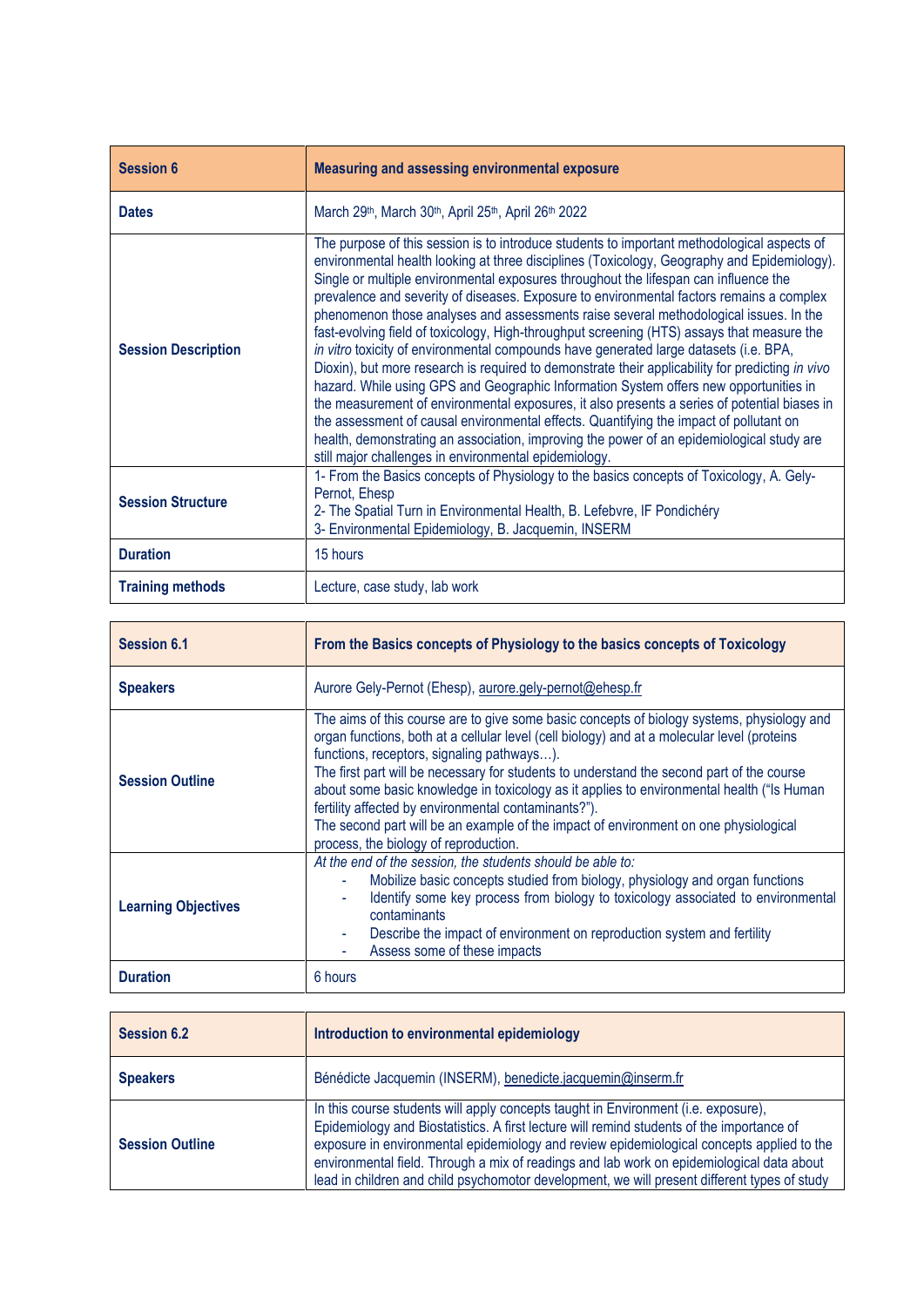| **Session 6** | **Measuring and assessing environmental exposure** |
|---|---|
| **Dates** | March 29th, March 30th, April 25th, April 26th 2022 |
| **Session Description** | The purpose of this session is to introduce students to important methodological aspects of environmental health looking at three disciplines (Toxicology, Geography and Epidemiology). Single or multiple environmental exposures throughout the lifespan can influence the prevalence and severity of diseases. Exposure to environmental factors remains a complex phenomenon those analyses and assessments raise several methodological issues. In the fast-evolving field of toxicology, High-throughput screening (HTS) assays that measure the *in vitro* toxicity of environmental compounds have generated large datasets (i.e. BPA, Dioxin), but more research is required to demonstrate their applicability for predicting *in vivo* hazard. While using GPS and Geographic Information System offers new opportunities in the measurement of environmental exposures, it also presents a series of potential biases in the assessment of causal environmental effects. Quantifying the impact of pollutant on health, demonstrating an association, improving the power of an epidemiological study are still major challenges in environmental epidemiology. |
| **Session Structure** | 1- From the Basics concepts of Physiology to the basics concepts of Toxicology, A. Gely-Pernot, Ehesp<br>2- The Spatial Turn in Environmental Health, B. Lefebvre, IF Pondichéry<br>3- Environmental Epidemiology, B. Jacquemin, INSERM |
| **Duration** | 15 hours |
| **Training methods** | Lecture, case study, lab work |

| **Session 6.1** | **From the Basics concepts of Physiology to the basics concepts of Toxicology** |
|---|---|
| **Speakers** | Aurore Gely-Pernot (Ehesp), aurore.gely-pernot@ehesp.fr |
| **Session Outline** | The aims of this course are to give some basic concepts of biology systems, physiology and organ functions, both at a cellular level (cell biology) and at a molecular level (proteins functions, receptors, signaling pathways…).<br>The first part will be necessary for students to understand the second part of the course about some basic knowledge in toxicology as it applies to environmental health ("Is Human fertility affected by environmental contaminants?").<br>The second part will be an example of the impact of environment on one physiological process, the biology of reproduction. |
| **Learning Objectives** | *At the end of the session, the students should be able to:*<br>- Mobilize basic concepts studied from biology, physiology and organ functions<br>- Identify some key process from biology to toxicology associated to environmental contaminants<br>- Describe the impact of environment on reproduction system and fertility<br>- Assess some of these impacts |
| **Duration** | 6 hours |

| **Session 6.2** | **Introduction to environmental epidemiology** |
|---|---|
| **Speakers** | Bénédicte Jacquemin (INSERM), benedicte.jacquemin@inserm.fr |
| **Session Outline** | In this course students will apply concepts taught in Environment (i.e. exposure), Epidemiology and Biostatistics. A first lecture will remind students of the importance of exposure in environmental epidemiology and review epidemiological concepts applied to the environmental field. Through a mix of readings and lab work on epidemiological data about lead in children and child psychomotor development, we will present different types of study |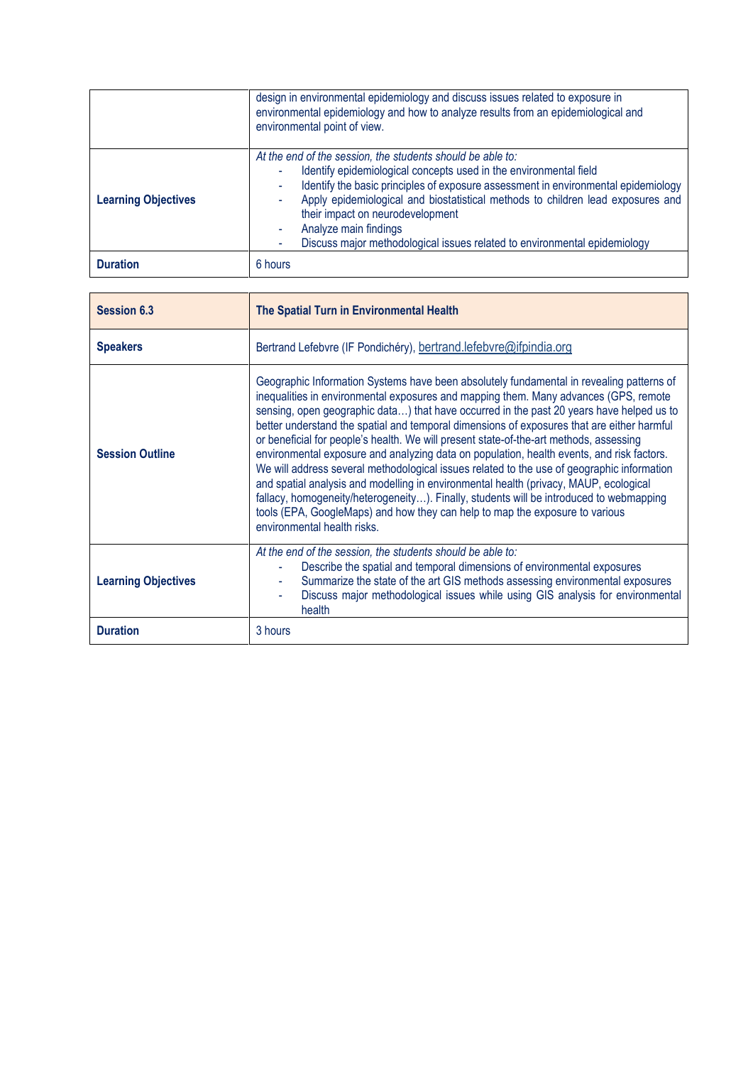| | |
|---|---|
| | design in environmental epidemiology and discuss issues related to exposure in environmental epidemiology and how to analyze results from an epidemiological and environmental point of view. |
| **Learning Objectives** | *At the end of the session, the students should be able to:*<br>- Identify epidemiological concepts used in the environmental field<br>- Identify the basic principles of exposure assessment in environmental epidemiology<br>- Apply epidemiological and biostatistical methods to children lead exposures and their impact on neurodevelopment<br>- Analyze main findings<br>- Discuss major methodological issues related to environmental epidemiology |
| **Duration** | 6 hours |

| **Session 6.3** | **The Spatial Turn in Environmental Health** |
|---|---|
| **Speakers** | Bertrand Lefebvre (IF Pondichéry), bertrand.lefebvre@ifpindia.org |
| **Session Outline** | Geographic Information Systems have been absolutely fundamental in revealing patterns of inequalities in environmental exposures and mapping them. Many advances (GPS, remote sensing, open geographic data…) that have occurred in the past 20 years have helped us to better understand the spatial and temporal dimensions of exposures that are either harmful or beneficial for people's health. We will present state-of-the-art methods, assessing environmental exposure and analyzing data on population, health events, and risk factors. We will address several methodological issues related to the use of geographic information and spatial analysis and modelling in environmental health (privacy, MAUP, ecological fallacy, homogeneity/heterogeneity…). Finally, students will be introduced to webmapping tools (EPA, GoogleMaps) and how they can help to map the exposure to various environmental health risks. |
| **Learning Objectives** | *At the end of the session, the students should be able to:*<br>- Describe the spatial and temporal dimensions of environmental exposures<br>- Summarize the state of the art GIS methods assessing environmental exposures<br>- Discuss major methodological issues while using GIS analysis for environmental health |
| **Duration** | 3 hours |